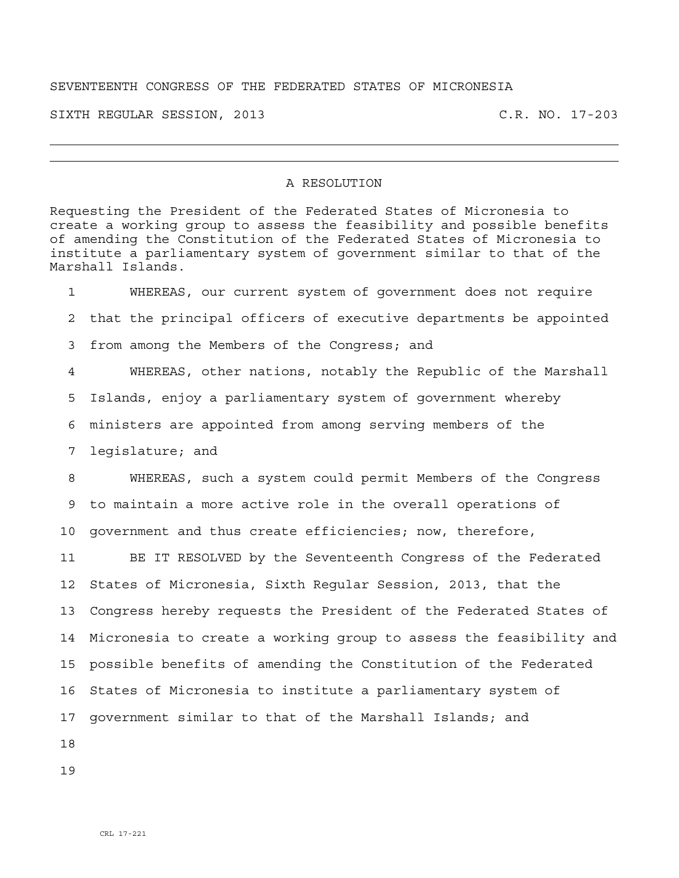SEVENTEENTH CONGRESS OF THE FEDERATED STATES OF MICRONESIA

SIXTH REGULAR SESSION, 2013 C.R. NO. 17-203

---

## A RESOLUTION

Requesting the President of the Federated States of Micronesia to create a working group to assess the feasibility and possible benefits of amending the Constitution of the Federated States of Micronesia to institute a parliamentary system of government similar to that of the Marshall Islands.

1 WHEREAS, our current system of government does not require
2 that the principal officers of executive departments be appointed
3 from among the Members of the Congress; and
4 WHEREAS, other nations, notably the Republic of the Marshall
5 Islands, enjoy a parliamentary system of government whereby
6 ministers are appointed from among serving members of the
7 legislature; and
8 WHEREAS, such a system could permit Members of the Congress
9 to maintain a more active role in the overall operations of
10 government and thus create efficiencies; now, therefore,
11 BE IT RESOLVED by the Seventeenth Congress of the Federated
12 States of Micronesia, Sixth Regular Session, 2013, that the
13 Congress hereby requests the President of the Federated States of
14 Micronesia to create a working group to assess the feasibility and
15 possible benefits of amending the Constitution of the Federated
16 States of Micronesia to institute a parliamentary system of
17 government similar to that of the Marshall Islands; and
18
19

CRL 17-221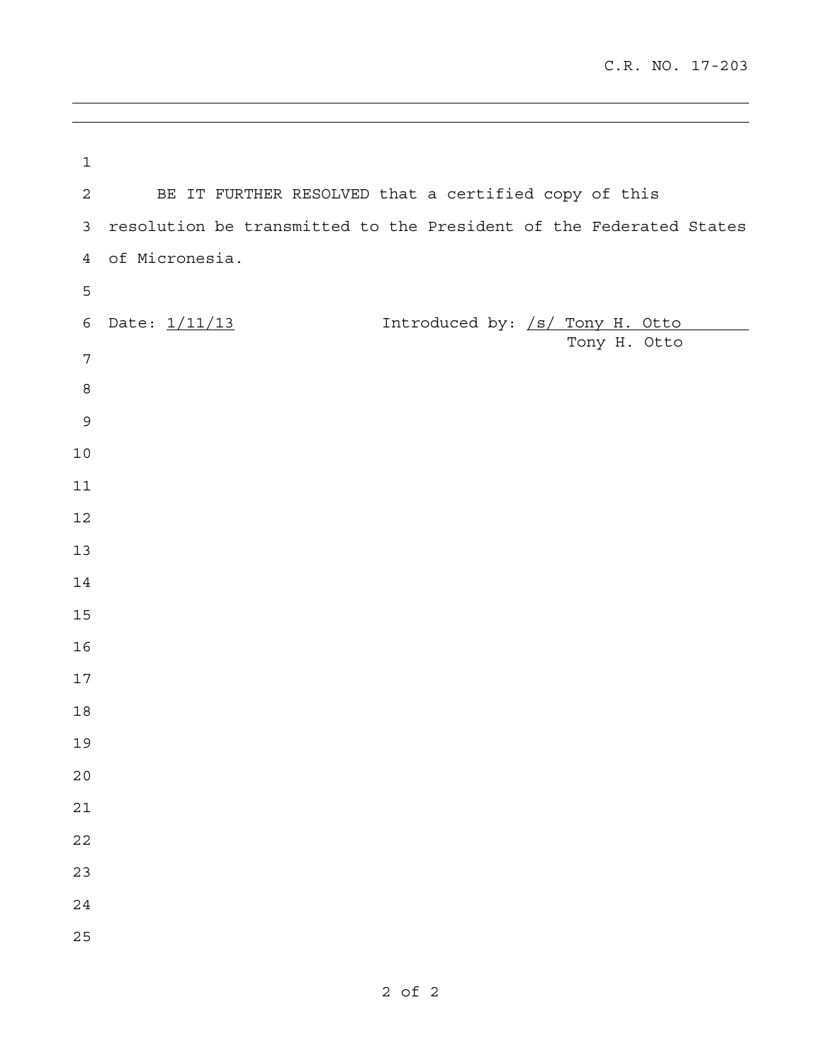BE IT FURTHER RESOLVED that a certified copy of this resolution be transmitted to the President of the Federated States of Micronesia.

Date: 1/11/13

Introduced by: /s/ Tony H. Otto
Tony H. Otto